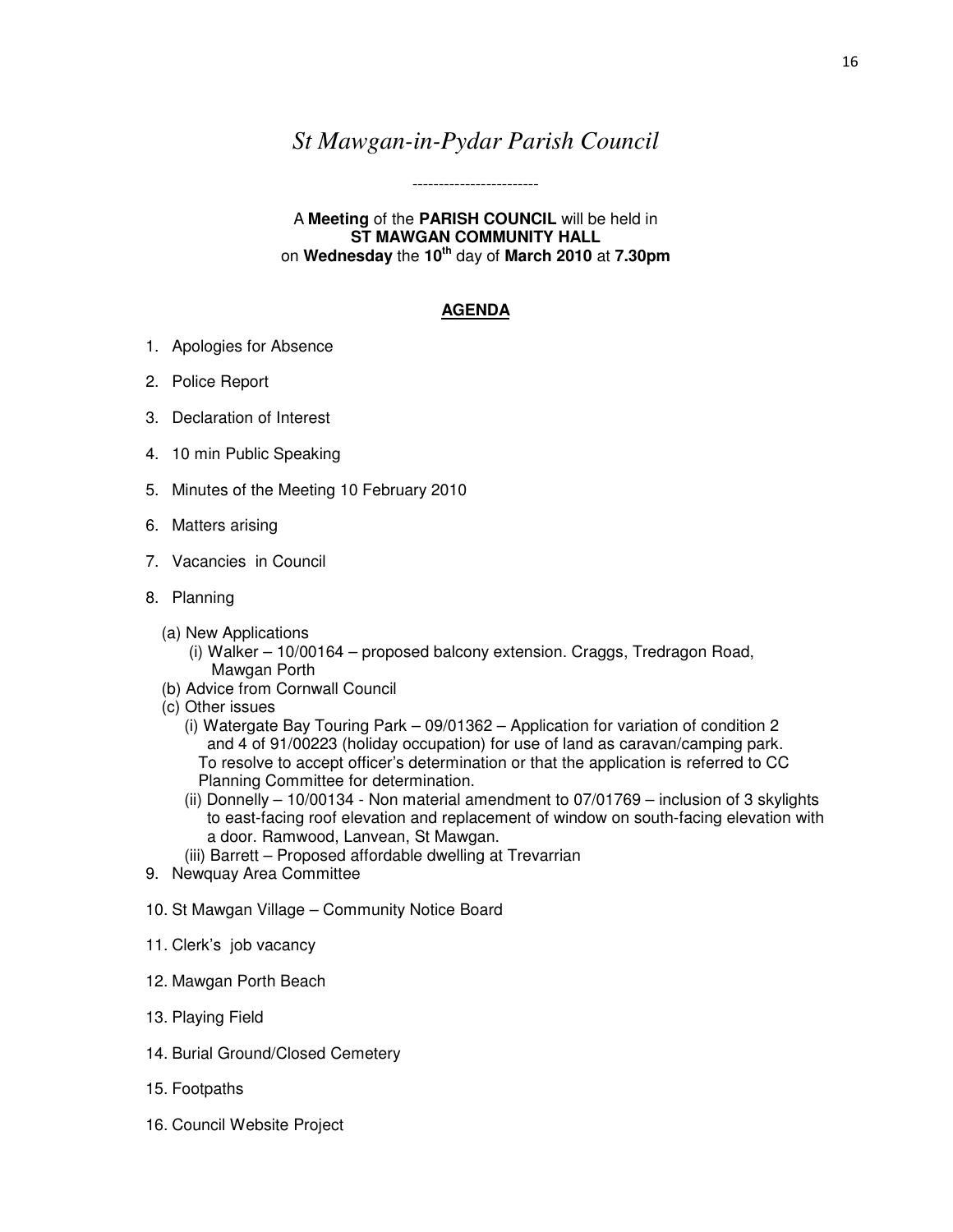# *St Mawgan-in-Pydar Parish Council*

------------------------

A **Meeting** of the **PARISH COUNCIL** will be held in
**ST MAWGAN COMMUNITY HALL**
on **Wednesday** the **10th** day of **March 2010** at **7.30pm**

## AGENDA

1. Apologies for Absence
2. Police Report
3. Declaration of Interest
4. 10 min Public Speaking
5. Minutes of the Meeting 10 February 2010
6. Matters arising
7. Vacancies in Council
8. Planning
   - (a) New Applications
     - (i) Walker – 10/00164 – proposed balcony extension. Craggs, Tredragon Road, Mawgan Porth
   - (b) Advice from Cornwall Council
   - (c) Other issues
     - (i) Watergate Bay Touring Park – 09/01362 – Application for variation of condition 2 and 4 of 91/00223 (holiday occupation) for use of land as caravan/camping park. To resolve to accept officer's determination or that the application is referred to CC Planning Committee for determination.
     - (ii) Donnelly – 10/00134 - Non material amendment to 07/01769 – inclusion of 3 skylights to east-facing roof elevation and replacement of window on south-facing elevation with a door. Ramwood, Lanvean, St Mawgan.
     - (iii) Barrett – Proposed affordable dwelling at Trevarrian
9. Newquay Area Committee
10. St Mawgan Village – Community Notice Board
11. Clerk's job vacancy
12. Mawgan Porth Beach
13. Playing Field
14. Burial Ground/Closed Cemetery
15. Footpaths
16. Council Website Project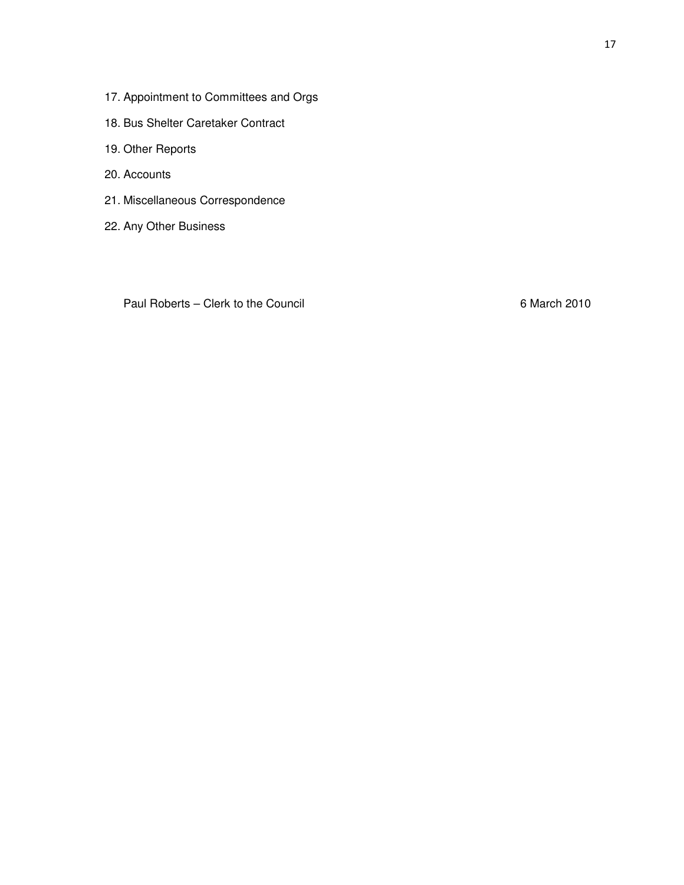17. Appointment to Committees and Orgs
18. Bus Shelter Caretaker Contract
19. Other Reports
20. Accounts
21. Miscellaneous Correspondence
22. Any Other Business

Paul Roberts – Clerk to the Council 6 March 2010